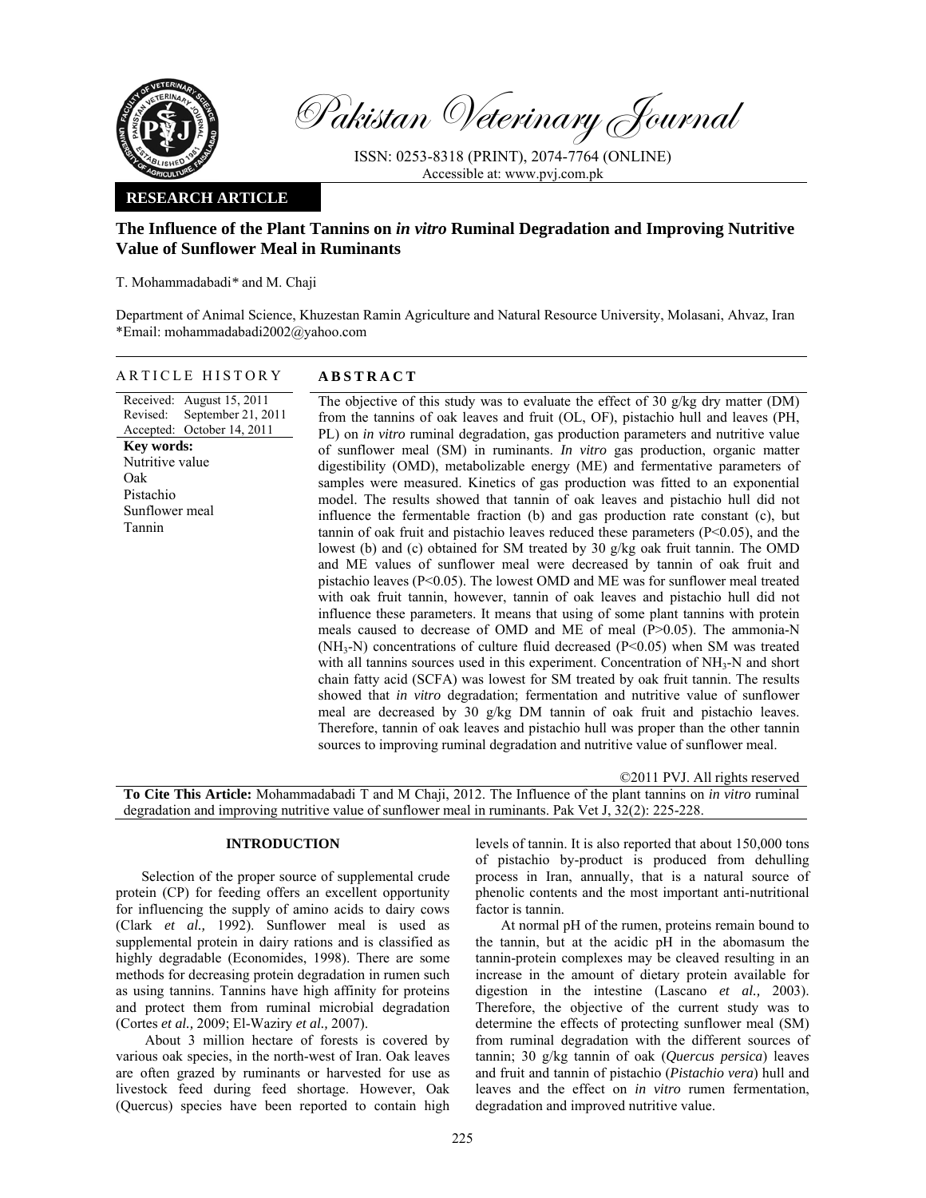Pakistan Veterinary Journal

ISSN: 0253-8318 (PRINT), 2074-7764 (ONLINE)
Accessible at: www.pvj.com.pk

**RESEARCH ARTICLE**

# The Influence of the Plant Tannins on *in vitro* Ruminal Degradation and Improving Nutritive Value of Sunflower Meal in Ruminants

T. Mohammadabadi* and M. Chaji

Department of Animal Science, Khuzestan Ramin Agriculture and Natural Resource University, Molasani, Ahvaz, Iran
*Email: mohammadabadi2002@yahoo.com

**ARTICLE HISTORY**

Received: August 15, 2011
Revised: September 21, 2011
Accepted: October 14, 2011

**Key words:**
Nutritive value
Oak
Pistachio
Sunflower meal
Tannin

**ABSTRACT**

The objective of this study was to evaluate the effect of 30 g/kg dry matter (DM) from the tannins of oak leaves and fruit (OL, OF), pistachio hull and leaves (PH, PL) on *in vitro* ruminal degradation, gas production parameters and nutritive value of sunflower meal (SM) in ruminants. *In vitro* gas production, organic matter digestibility (OMD), metabolizable energy (ME) and fermentative parameters of samples were measured. Kinetics of gas production was fitted to an exponential model. The results showed that tannin of oak leaves and pistachio hull did not influence the fermentable fraction (b) and gas production rate constant (c), but tannin of oak fruit and pistachio leaves reduced these parameters ($P<0.05$), and the lowest (b) and (c) obtained for SM treated by 30 g/kg oak fruit tannin. The OMD and ME values of sunflower meal were decreased by tannin of oak fruit and pistachio leaves ($P<0.05$). The lowest OMD and ME was for sunflower meal treated with oak fruit tannin, however, tannin of oak leaves and pistachio hull did not influence these parameters. It means that using of some plant tannins with protein meals caused to decrease of OMD and ME of meal ($P>0.05$). The ammonia-N ($NH_3$-N) concentrations of culture fluid decreased ($P<0.05$) when SM was treated with all tannins sources used in this experiment. Concentration of $NH_3$-N and short chain fatty acid (SCFA) was lowest for SM treated by oak fruit tannin. The results showed that *in vitro* degradation; fermentation and nutritive value of sunflower meal are decreased by 30 g/kg DM tannin of oak fruit and pistachio leaves. Therefore, tannin of oak leaves and pistachio hull was proper than the other tannin sources to improving ruminal degradation and nutritive value of sunflower meal.

©2011 PVJ. All rights reserved

**To Cite This Article:** Mohammadabadi T and M Chaji, 2012. The Influence of the plant tannins on *in vitro* ruminal degradation and improving nutritive value of sunflower meal in ruminants. Pak Vet J, 32(2): 225-228.

## INTRODUCTION

Selection of the proper source of supplemental crude protein (CP) for feeding offers an excellent opportunity for influencing the supply of amino acids to dairy cows (Clark *et al.,* 1992). Sunflower meal is used as supplemental protein in dairy rations and is classified as highly degradable (Economides, 1998). There are some methods for decreasing protein degradation in rumen such as using tannins. Tannins have high affinity for proteins and protect them from ruminal microbial degradation (Cortes *et al.,* 2009; El-Waziry *et al.,* 2007).

About 3 million hectare of forests is covered by various oak species, in the north-west of Iran. Oak leaves are often grazed by ruminants or harvested for use as livestock feed during feed shortage. However, Oak (Quercus) species have been reported to contain high levels of tannin. It is also reported that about 150,000 tons of pistachio by-product is produced from dehulling process in Iran, annually, that is a natural source of phenolic contents and the most important anti-nutritional factor is tannin.

At normal pH of the rumen, proteins remain bound to the tannin, but at the acidic pH in the abomasum the tannin-protein complexes may be cleaved resulting in an increase in the amount of dietary protein available for digestion in the intestine (Lascano *et al.,* 2003). Therefore, the objective of the current study was to determine the effects of protecting sunflower meal (SM) from ruminal degradation with the different sources of tannin; 30 g/kg tannin of oak (*Quercus persica*) leaves and fruit and tannin of pistachio (*Pistachio vera*) hull and leaves and the effect on *in vitro* rumen fermentation, degradation and improved nutritive value.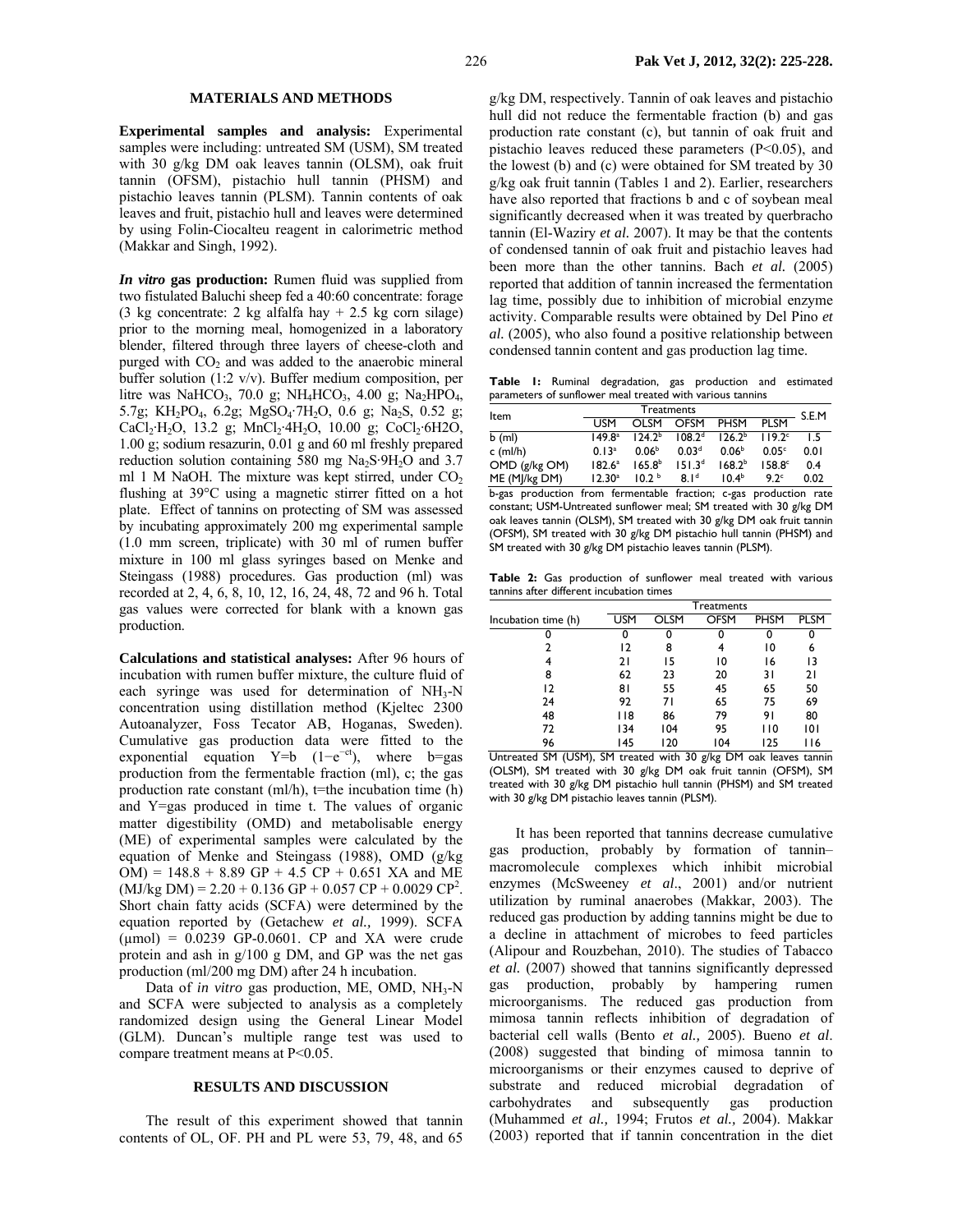## MATERIALS AND METHODS

**Experimental samples and analysis:** Experimental samples were including: untreated SM (USM), SM treated with 30 g/kg DM oak leaves tannin (OLSM), oak fruit tannin (OFSM), pistachio hull tannin (PHSM) and pistachio leaves tannin (PLSM). Tannin contents of oak leaves and fruit, pistachio hull and leaves were determined by using Folin-Ciocalteu reagent in calorimetric method (Makkar and Singh, 1992).

***In vitro* gas production:** Rumen fluid was supplied from two fistulated Baluchi sheep fed a 40:60 concentrate: forage (3 kg concentrate: 2 kg alfalfa hay + 2.5 kg corn silage) prior to the morning meal, homogenized in a laboratory blender, filtered through three layers of cheese-cloth and purged with $CO_2$ and was added to the anaerobic mineral buffer solution (1:2 v/v). Buffer medium composition, per litre was $NaHCO_3$, 70.0 g; $NH_4HCO_3$, 4.00 g; $Na_2HPO_4$, 5.7g; $KH_2PO_4$, 6.2g; $MgSO_4{\cdot}7H_2O$, 0.6 g; $Na_2S$, 0.52 g; $CaCl_2{\cdot}H_2O$, 13.2 g; $MnCl_2{\cdot}4H_2O$, 10.00 g; $CoCl_2{\cdot}6H2O$, 1.00 g; sodium resazurin, 0.01 g and 60 ml freshly prepared reduction solution containing 580 mg $Na_2S{\cdot}9H_2O$ and 3.7 ml 1 M NaOH. The mixture was kept stirred, under $CO_2$ flushing at 39°C using a magnetic stirrer fitted on a hot plate. Effect of tannins on protecting of SM was assessed by incubating approximately 200 mg experimental sample (1.0 mm screen, triplicate) with 30 ml of rumen buffer mixture in 100 ml glass syringes based on Menke and Steingass (1988) procedures. Gas production (ml) was recorded at 2, 4, 6, 8, 10, 12, 16, 24, 48, 72 and 96 h. Total gas values were corrected for blank with a known gas production.

**Calculations and statistical analyses:** After 96 hours of incubation with rumen buffer mixture, the culture fluid of each syringe was used for determination of $NH_3$-N concentration using distillation method (Kjeltec 2300 Autoanalyzer, Foss Tecator AB, Hoganas, Sweden). Cumulative gas production data were fitted to the exponential equation $Y=b\ (1-e^{-ct})$, where b=gas production from the fermentable fraction (ml), c; the gas production rate constant (ml/h), t=the incubation time (h) and Y=gas produced in time t. The values of organic matter digestibility (OMD) and metabolisable energy (ME) of experimental samples were calculated by the equation of Menke and Steingass (1988), OMD (g/kg OM) = 148.8 + 8.89 GP + 4.5 CP + 0.651 XA and ME (MJ/kg DM) = 2.20 + 0.136 GP + 0.057 CP + 0.0029 $CP^2$. Short chain fatty acids (SCFA) were determined by the equation reported by (Getachew *et al.,* 1999). SCFA (µmol) = 0.0239 GP-0.0601. CP and XA were crude protein and ash in g/100 g DM, and GP was the net gas production (ml/200 mg DM) after 24 h incubation.

Data of *in vitro* gas production, ME, OMD, $NH_3$-N and SCFA were subjected to analysis as a completely randomized design using the General Linear Model (GLM). Duncan's multiple range test was used to compare treatment means at $P<0.05$.

## RESULTS AND DISCUSSION

The result of this experiment showed that tannin contents of OL, OF. PH and PL were 53, 79, 48, and 65 g/kg DM, respectively. Tannin of oak leaves and pistachio hull did not reduce the fermentable fraction (b) and gas production rate constant (c), but tannin of oak fruit and pistachio leaves reduced these parameters ($P<0.05$), and the lowest (b) and (c) were obtained for SM treated by 30 g/kg oak fruit tannin (Tables 1 and 2). Earlier, researchers have also reported that fractions b and c of soybean meal significantly decreased when it was treated by querbracho tannin (El-Waziry *et al.* 2007). It may be that the contents of condensed tannin of oak fruit and pistachio leaves had been more than the other tannins. Bach *et al.* (2005) reported that addition of tannin increased the fermentation lag time, possibly due to inhibition of microbial enzyme activity. Comparable results were obtained by Del Pino *et al.* (2005), who also found a positive relationship between condensed tannin content and gas production lag time.

**Table 1:** Ruminal degradation, gas production and estimated parameters of sunflower meal treated with various tannins

| Item | Treatments | | | | | S.E.M |
|---|---|---|---|---|---|---|
| | USM | OLSM | OFSM | PHSM | PLSM | |
| b (ml) | 149.8[a] | 124.2[b] | 108.2[d] | 126.2[b] | 119.2[c] | 1.5 |
| c (ml/h) | 0.13[a] | 0.06[b] | 0.03[d] | 0.06[b] | 0.05[c] | 0.01 |
| OMD (g/kg OM) | 182.6[a] | 165.8[b] | 151.3[d] | 168.2[b] | 158.8[c] | 0.4 |
| ME (MJ/kg DM) | 12.30[a] | 10.2[b] | 8.1[d] | 10.4[b] | 9.2[c] | 0.02 |

b-gas production from fermentable fraction; c-gas production rate constant; USM-Untreated sunflower meal; SM treated with 30 g/kg DM oak leaves tannin (OLSM), SM treated with 30 g/kg DM oak fruit tannin (OFSM), SM treated with 30 g/kg DM pistachio hull tannin (PHSM) and SM treated with 30 g/kg DM pistachio leaves tannin (PLSM).

**Table 2:** Gas production of sunflower meal treated with various tannins after different incubation times

| Incubation time (h) | Treatments | | | | |
|---|---|---|---|---|---|
| | USM | OLSM | OFSM | PHSM | PLSM |
| 0 | 0 | 0 | 0 | 0 | 0 |
| 2 | 12 | 8 | 4 | 10 | 6 |
| 4 | 21 | 15 | 10 | 16 | 13 |
| 8 | 62 | 23 | 20 | 31 | 21 |
| 12 | 81 | 55 | 45 | 65 | 50 |
| 24 | 92 | 71 | 65 | 75 | 69 |
| 48 | 118 | 86 | 79 | 91 | 80 |
| 72 | 134 | 104 | 95 | 110 | 101 |
| 96 | 145 | 120 | 104 | 125 | 116 |

Untreated SM (USM), SM treated with 30 g/kg DM oak leaves tannin (OLSM), SM treated with 30 g/kg DM oak fruit tannin (OFSM), SM treated with 30 g/kg DM pistachio hull tannin (PHSM) and SM treated with 30 g/kg DM pistachio leaves tannin (PLSM).

It has been reported that tannins decrease cumulative gas production, probably by formation of tannin–macromolecule complexes which inhibit microbial enzymes (McSweeney *et al*., 2001) and/or nutrient utilization by ruminal anaerobes (Makkar, 2003). The reduced gas production by adding tannins might be due to a decline in attachment of microbes to feed particles (Alipour and Rouzbehan, 2010). The studies of Tabacco *et al.* (2007) showed that tannins significantly depressed gas production, probably by hampering rumen microorganisms. The reduced gas production from mimosa tannin reflects inhibition of degradation of bacterial cell walls (Bento *et al.,* 2005). Bueno *et al*. (2008) suggested that binding of mimosa tannin to microorganisms or their enzymes caused to deprive of substrate and reduced microbial degradation of carbohydrates and subsequently gas production (Muhammed *et al.,* 1994; Frutos *et al.,* 2004). Makkar (2003) reported that if tannin concentration in the diet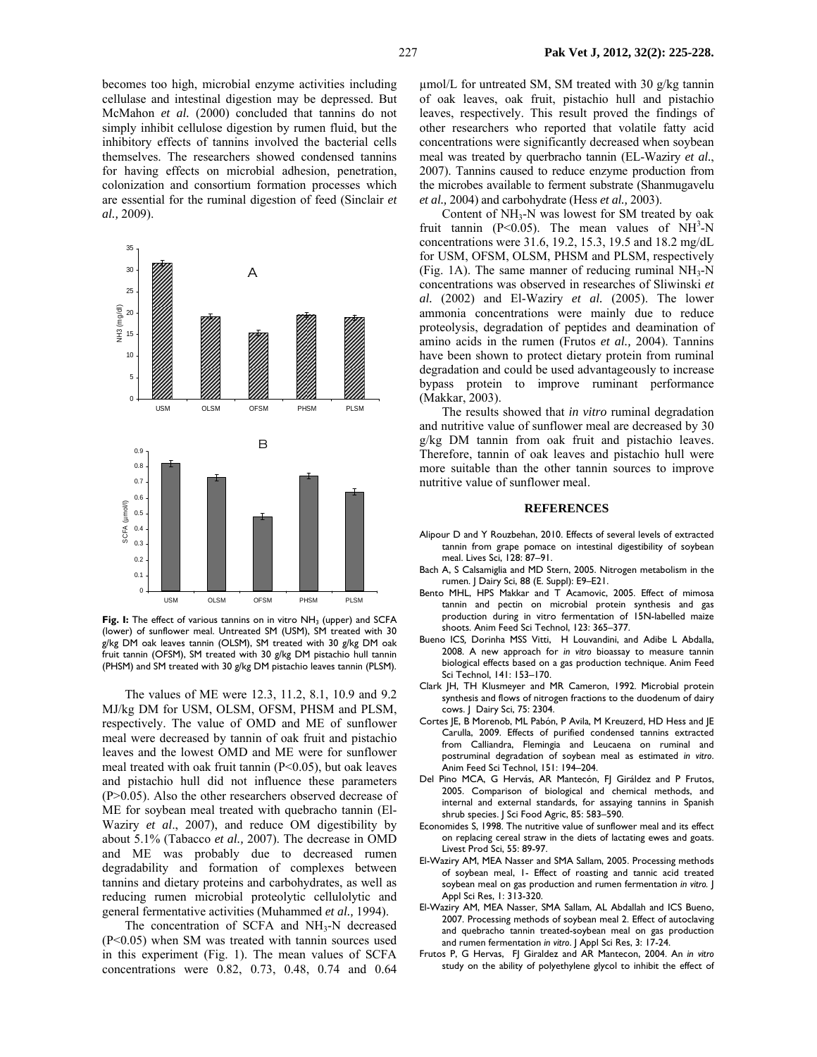becomes too high, microbial enzyme activities including cellulase and intestinal digestion may be depressed. But McMahon *et al.* (2000) concluded that tannins do not simply inhibit cellulose digestion by rumen fluid, but the inhibitory effects of tannins involved the bacterial cells themselves. The researchers showed condensed tannins for having effects on microbial adhesion, penetration, colonization and consortium formation processes which are essential for the ruminal digestion of feed (Sinclair *et al.,* 2009).

A

NH3 (mg/dl)

0
5
10
15
20
25
30
35

USM OLSM OFSM PHSM PLSM

B

SCFA (µmol/l)

0
0.1
0.2
0.3
0.4
0.5
0.6
0.7
0.8
0.9

USM OLSM OFSM PHSM PLSM

**Fig. 1:** The effect of various tannins on in vitro $NH_3$ (upper) and SCFA (lower) of sunflower meal. Untreated SM (USM), SM treated with 30 g/kg DM oak leaves tannin (OLSM), SM treated with 30 g/kg DM oak fruit tannin (OFSM), SM treated with 30 g/kg DM pistachio hull tannin (PHSM) and SM treated with 30 g/kg DM pistachio leaves tannin (PLSM).

The values of ME were 12.3, 11.2, 8.1, 10.9 and 9.2 MJ/kg DM for USM, OLSM, OFSM, PHSM and PLSM, respectively. The value of OMD and ME of sunflower meal were decreased by tannin of oak fruit and pistachio leaves and the lowest OMD and ME were for sunflower meal treated with oak fruit tannin ($P<0.05$), but oak leaves and pistachio hull did not influence these parameters ($P>0.05$). Also the other researchers observed decrease of ME for soybean meal treated with quebracho tannin (El-Waziry *et al*., 2007), and reduce OM digestibility by about 5.1% (Tabacco *et al.,* 2007). The decrease in OMD and ME was probably due to decreased rumen degradability and formation of complexes between tannins and dietary proteins and carbohydrates, as well as reducing rumen microbial proteolytic cellulolytic and general fermentative activities (Muhammed *et al.,* 1994).

The concentration of SCFA and $NH_3$-N decreased ($P<0.05$) when SM was treated with tannin sources used in this experiment (Fig. 1). The mean values of SCFA concentrations were 0.82, 0.73, 0.48, 0.74 and 0.64 µmol/L for untreated SM, SM treated with 30 g/kg tannin of oak leaves, oak fruit, pistachio hull and pistachio leaves, respectively. This result proved the findings of other researchers who reported that volatile fatty acid concentrations were significantly decreased when soybean meal was treated by querbracho tannin (EL-Waziry *et al.*, 2007). Tannins caused to reduce enzyme production from the microbes available to ferment substrate (Shanmugavelu *et al.,* 2004) and carbohydrate (Hess *et al.,* 2003).

Content of $NH_3$-N was lowest for SM treated by oak fruit tannin ($P<0.05$). The mean values of $NH^3$-N concentrations were 31.6, 19.2, 15.3, 19.5 and 18.2 mg/dL for USM, OFSM, OLSM, PHSM and PLSM, respectively (Fig. 1A). The same manner of reducing ruminal $NH_3$-N concentrations was observed in researches of Sliwinski *et al.* (2002) and El-Waziry *et al.* (2005). The lower ammonia concentrations were mainly due to reduce proteolysis, degradation of peptides and deamination of amino acids in the rumen (Frutos *et al.,* 2004). Tannins have been shown to protect dietary protein from ruminal degradation and could be used advantageously to increase bypass protein to improve ruminant performance (Makkar, 2003).

The results showed that *in vitro* ruminal degradation and nutritive value of sunflower meal are decreased by 30 g/kg DM tannin from oak fruit and pistachio leaves. Therefore, tannin of oak leaves and pistachio hull were more suitable than the other tannin sources to improve nutritive value of sunflower meal.

## REFERENCES

Alipour D and Y Rouzbehan, 2010. Effects of several levels of extracted tannin from grape pomace on intestinal digestibility of soybean meal. Lives Sci, 128: 87–91.

Bach A, S Calsamiglia and MD Stern, 2005. Nitrogen metabolism in the rumen. J Dairy Sci, 88 (E. Suppl): E9–E21.

Bento MHL, HPS Makkar and T Acamovic, 2005. Effect of mimosa tannin and pectin on microbial protein synthesis and gas production during in vitro fermentation of 15N-labelled maize shoots. Anim Feed Sci Technol, 123: 365–377.

Bueno ICS, Dorinha MSS Vitti, H Louvandini, and Adibe L Abdalla, 2008. A new approach for *in vitro* bioassay to measure tannin biological effects based on a gas production technique. Anim Feed Sci Technol, 141: 153–170.

Clark JH, TH Klusmeyer and MR Cameron, 1992. Microbial protein synthesis and flows of nitrogen fractions to the duodenum of dairy cows. J Dairy Sci, 75: 2304.

Cortes JE, B Morenob, ML Pabón, P Avila, M Kreuzerd, HD Hess and JE Carulla, 2009. Effects of purified condensed tannins extracted from Calliandra, Flemingia and Leucaena on ruminal and postruminal degradation of soybean meal as estimated *in vitro*. Anim Feed Sci Technol, 151: 194–204.

Del Pino MCA, G Hervás, AR Mantecón, FJ Giráldez and P Frutos, 2005. Comparison of biological and chemical methods, and internal and external standards, for assaying tannins in Spanish shrub species. J Sci Food Agric, 85: 583–590.

Economides S, 1998. The nutritive value of sunflower meal and its effect on replacing cereal straw in the diets of lactating ewes and goats. Livest Prod Sci, 55: 89-97.

El-Waziry AM, MEA Nasser and SMA Sallam, 2005. Processing methods of soybean meal, 1- Effect of roasting and tannic acid treated soybean meal on gas production and rumen fermentation *in vitro.* J Appl Sci Res, 1: 313-320.

El-Waziry AM, MEA Nasser, SMA Sallam, AL Abdallah and ICS Bueno, 2007. Processing methods of soybean meal 2. Effect of autoclaving and quebracho tannin treated-soybean meal on gas production and rumen fermentation *in vitro*. J Appl Sci Res, 3: 17-24.

Frutos P, G Hervas, FJ Giraldez and AR Mantecon, 2004. An *in vitro* study on the ability of polyethylene glycol to inhibit the effect of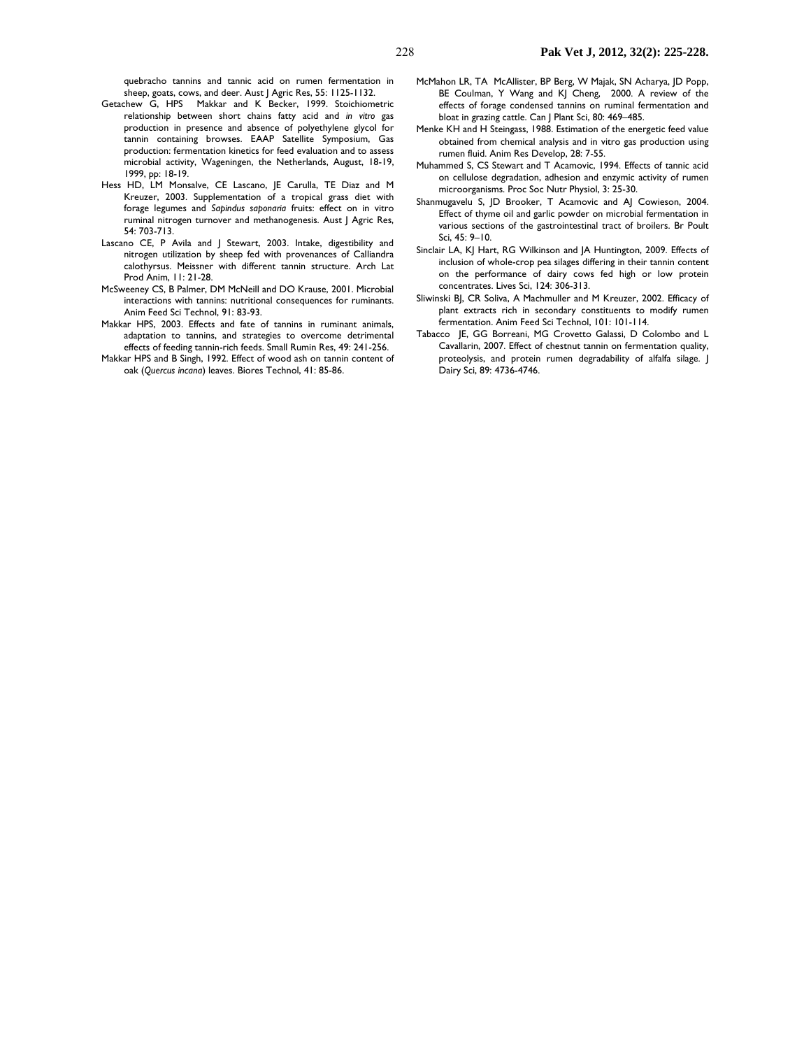quebracho tannins and tannic acid on rumen fermentation in sheep, goats, cows, and deer. Aust J Agric Res, 55: 1125-1132.

Getachew G, HPS Makkar and K Becker, 1999. Stoichiometric relationship between short chains fatty acid and *in vitro* gas production in presence and absence of polyethylene glycol for tannin containing browses. EAAP Satellite Symposium, Gas production: fermentation kinetics for feed evaluation and to assess microbial activity, Wageningen, the Netherlands, August, 18-19, 1999, pp: 18-19.

Hess HD, LM Monsalve, CE Lascano, JE Carulla, TE Diaz and M Kreuzer, 2003. Supplementation of a tropical grass diet with forage legumes and *Sapindus saponaria* fruits: effect on in vitro ruminal nitrogen turnover and methanogenesis. Aust J Agric Res, 54: 703-713.

Lascano CE, P Avila and J Stewart, 2003. Intake, digestibility and nitrogen utilization by sheep fed with provenances of Calliandra calothyrsus. Meissner with different tannin structure. Arch Lat Prod Anim, 11: 21-28.

McSweeney CS, B Palmer, DM McNeill and DO Krause, 2001. Microbial interactions with tannins: nutritional consequences for ruminants. Anim Feed Sci Technol, 91: 83-93.

Makkar HPS, 2003. Effects and fate of tannins in ruminant animals, adaptation to tannins, and strategies to overcome detrimental effects of feeding tannin-rich feeds. Small Rumin Res, 49: 241-256.

Makkar HPS and B Singh, 1992. Effect of wood ash on tannin content of oak (*Quercus incana*) leaves. Biores Technol, 41: 85-86.

McMahon LR, TA McAllister, BP Berg, W Majak, SN Acharya, JD Popp, BE Coulman, Y Wang and KJ Cheng, 2000. A review of the effects of forage condensed tannins on ruminal fermentation and bloat in grazing cattle. Can J Plant Sci, 80: 469–485.

Menke KH and H Steingass, 1988. Estimation of the energetic feed value obtained from chemical analysis and in vitro gas production using rumen fluid. Anim Res Develop, 28: 7-55.

Muhammed S, CS Stewart and T Acamovic, 1994. Effects of tannic acid on cellulose degradation, adhesion and enzymic activity of rumen microorganisms. Proc Soc Nutr Physiol, 3: 25-30.

Shanmugavelu S, JD Brooker, T Acamovic and AJ Cowieson, 2004. Effect of thyme oil and garlic powder on microbial fermentation in various sections of the gastrointestinal tract of broilers. Br Poult Sci, 45: 9–10.

Sinclair LA, KJ Hart, RG Wilkinson and JA Huntington, 2009. Effects of inclusion of whole-crop pea silages differing in their tannin content on the performance of dairy cows fed high or low protein concentrates. Lives Sci, 124: 306-313.

Sliwinski BJ, CR Soliva, A Machmuller and M Kreuzer, 2002. Efficacy of plant extracts rich in secondary constituents to modify rumen fermentation. Anim Feed Sci Technol, 101: 101-114.

Tabacco JE, GG Borreani, MG Crovetto Galassi, D Colombo and L Cavallarin, 2007. Effect of chestnut tannin on fermentation quality, proteolysis, and protein rumen degradability of alfalfa silage. J Dairy Sci, 89: 4736-4746.